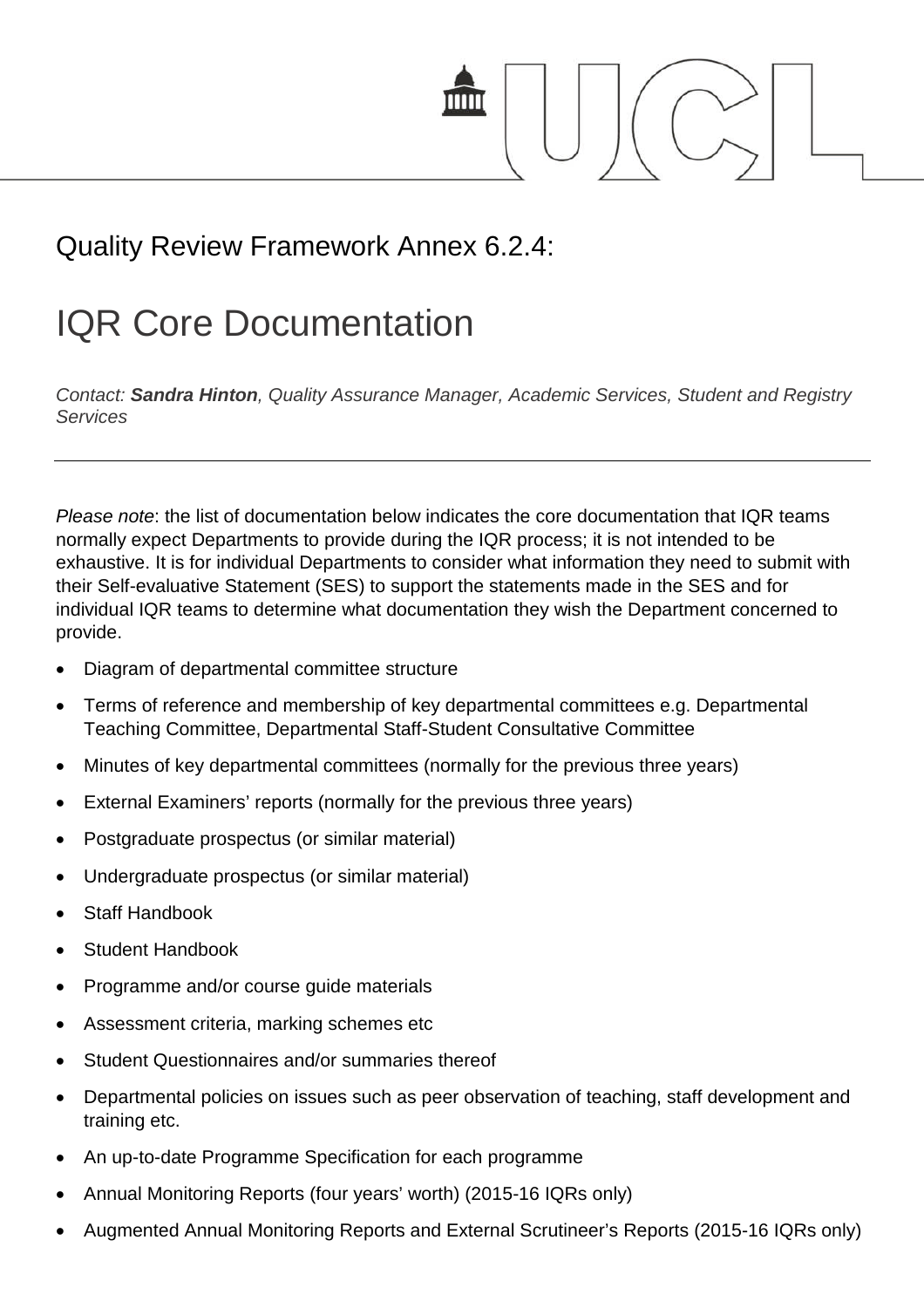# Quality Review Framework Annex 6.2.4:

# IQR Core Documentation

*Contact: **Sandra Hinton**, Quality Assurance Manager, Academic Services, Student and Registry Services*

---

*Please note*: the list of documentation below indicates the core documentation that IQR teams normally expect Departments to provide during the IQR process; it is not intended to be exhaustive. It is for individual Departments to consider what information they need to submit with their Self-evaluative Statement (SES) to support the statements made in the SES and for individual IQR teams to determine what documentation they wish the Department concerned to provide.

- Diagram of departmental committee structure
- Terms of reference and membership of key departmental committees e.g. Departmental Teaching Committee, Departmental Staff-Student Consultative Committee
- Minutes of key departmental committees (normally for the previous three years)
- External Examiners' reports (normally for the previous three years)
- Postgraduate prospectus (or similar material)
- Undergraduate prospectus (or similar material)
- Staff Handbook
- Student Handbook
- Programme and/or course guide materials
- Assessment criteria, marking schemes etc
- Student Questionnaires and/or summaries thereof
- Departmental policies on issues such as peer observation of teaching, staff development and training etc.
- An up-to-date Programme Specification for each programme
- Annual Monitoring Reports (four years' worth) (2015-16 IQRs only)
- Augmented Annual Monitoring Reports and External Scrutineer's Reports (2015-16 IQRs only)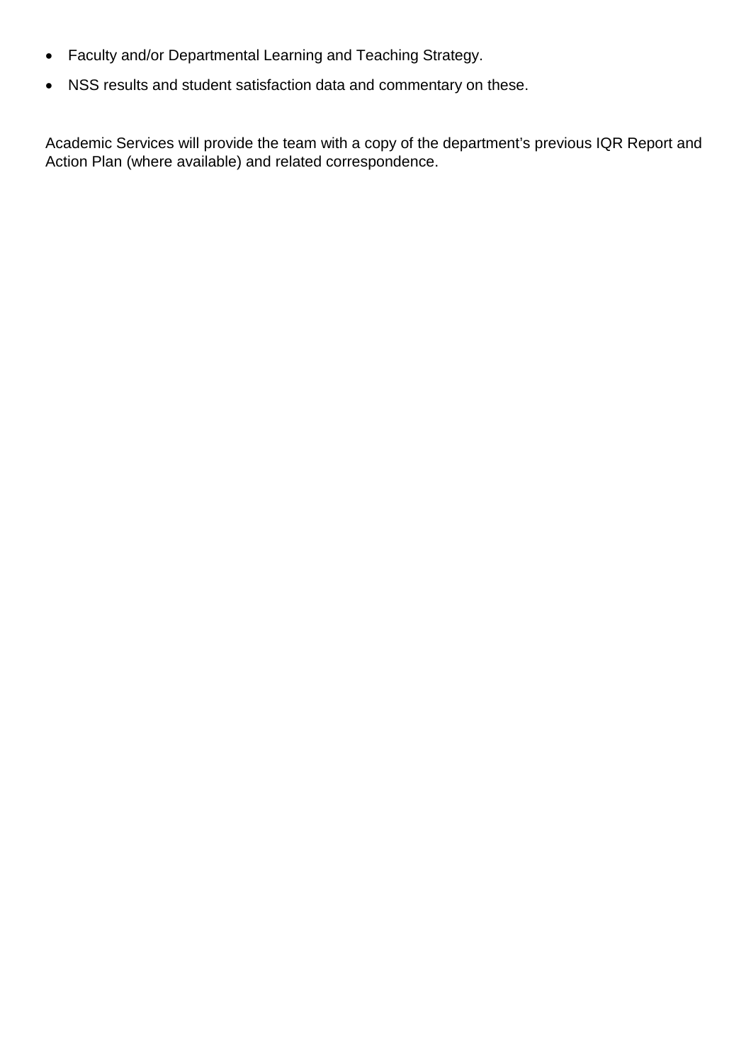- Faculty and/or Departmental Learning and Teaching Strategy.
- NSS results and student satisfaction data and commentary on these.

Academic Services will provide the team with a copy of the department's previous IQR Report and Action Plan (where available) and related correspondence.